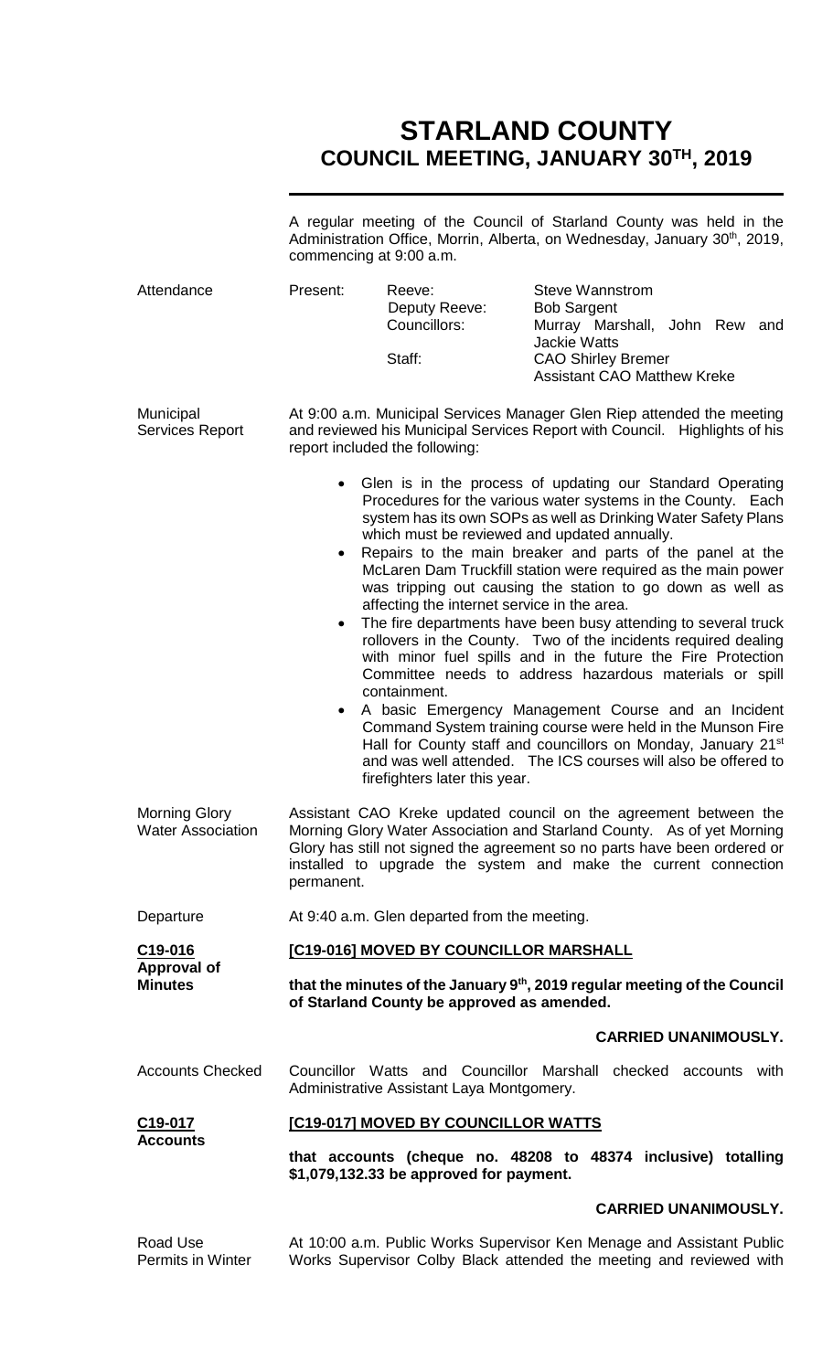# STARLAND COUNTY
## COUNCIL MEETING, JANUARY 30TH, 2019

A regular meeting of the Council of Starland County was held in the Administration Office, Morrin, Alberta, on Wednesday, January 30th, 2019, commencing at 9:00 a.m.

**Attendance**

| Present: | Reeve: | Steve Wannstrom |
|---|---|---|
| | Deputy Reeve: | Bob Sargent |
| | Councillors: | Murray Marshall, John Rew and Jackie Watts |
| | Staff: | CAO Shirley Bremer |
| | | Assistant CAO Matthew Kreke |

**Municipal Services Report**

At 9:00 a.m. Municipal Services Manager Glen Riep attended the meeting and reviewed his Municipal Services Report with Council. Highlights of his report included the following:

- Glen is in the process of updating our Standard Operating Procedures for the various water systems in the County. Each system has its own SOPs as well as Drinking Water Safety Plans which must be reviewed and updated annually.
- Repairs to the main breaker and parts of the panel at the McLaren Dam Truckfill station were required as the main power was tripping out causing the station to go down as well as affecting the internet service in the area.
- The fire departments have been busy attending to several truck rollovers in the County. Two of the incidents required dealing with minor fuel spills and in the future the Fire Protection Committee needs to address hazardous materials or spill containment.
- A basic Emergency Management Course and an Incident Command System training course were held in the Munson Fire Hall for County staff and councillors on Monday, January 21st and was well attended. The ICS courses will also be offered to firefighters later this year.

**Morning Glory Water Association**

Assistant CAO Kreke updated council on the agreement between the Morning Glory Water Association and Starland County. As of yet Morning Glory has still not signed the agreement so no parts have been ordered or installed to upgrade the system and make the current connection permanent.

**Departure**

At 9:40 a.m. Glen departed from the meeting.

**C19-016 Approval of Minutes**

**[C19-016] MOVED BY COUNCILLOR MARSHALL**

**that the minutes of the January 9th, 2019 regular meeting of the Council of Starland County be approved as amended.**

**CARRIED UNANIMOUSLY.**

**Accounts Checked**

Councillor Watts and Councillor Marshall checked accounts with Administrative Assistant Laya Montgomery.

**C19-017 Accounts**

**[C19-017] MOVED BY COUNCILLOR WATTS**

**that accounts (cheque no. 48208 to 48374 inclusive) totalling $1,079,132.33 be approved for payment.**

**CARRIED UNANIMOUSLY.**

**Road Use Permits in Winter**

At 10:00 a.m. Public Works Supervisor Ken Menage and Assistant Public Works Supervisor Colby Black attended the meeting and reviewed with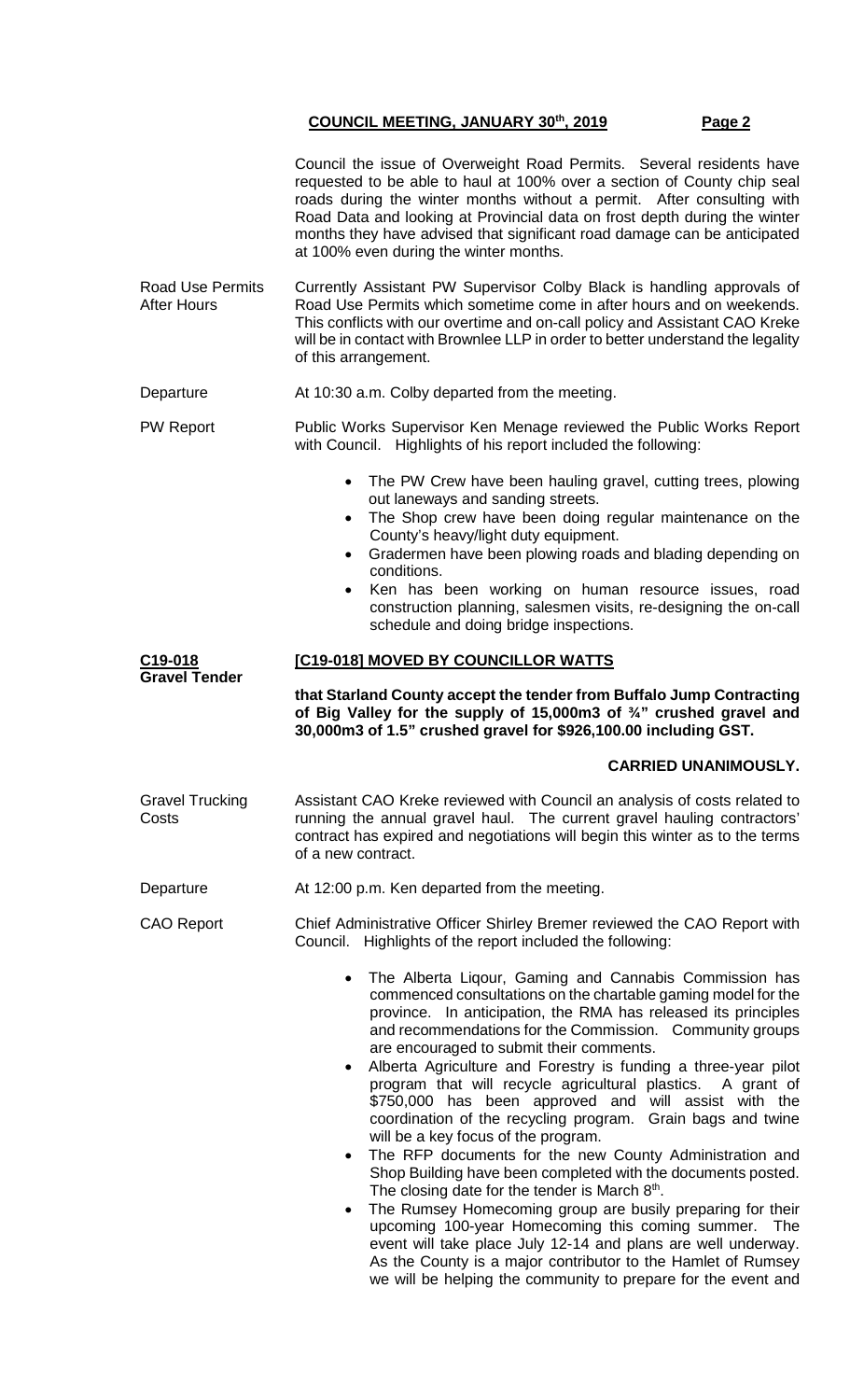Council the issue of Overweight Road Permits. Several residents have requested to be able to haul at 100% over a section of County chip seal roads during the winter months without a permit. After consulting with Road Data and looking at Provincial data on frost depth during the winter months they have advised that significant road damage can be anticipated at 100% even during the winter months.

**Road Use Permits After Hours**

Currently Assistant PW Supervisor Colby Black is handling approvals of Road Use Permits which sometime come in after hours and on weekends. This conflicts with our overtime and on-call policy and Assistant CAO Kreke will be in contact with Brownlee LLP in order to better understand the legality of this arrangement.

**Departure**

At 10:30 a.m. Colby departed from the meeting.

**PW Report**

Public Works Supervisor Ken Menage reviewed the Public Works Report with Council. Highlights of his report included the following:

- The PW Crew have been hauling gravel, cutting trees, plowing out laneways and sanding streets.
- The Shop crew have been doing regular maintenance on the County's heavy/light duty equipment.
- Gradermen have been plowing roads and blading depending on conditions.
- Ken has been working on human resource issues, road construction planning, salesmen visits, re-designing the on-call schedule and doing bridge inspections.

**C19-018**
**Gravel Tender**

**[C19-018] MOVED BY COUNCILLOR WATTS**

**that Starland County accept the tender from Buffalo Jump Contracting of Big Valley for the supply of 15,000m3 of ¾" crushed gravel and 30,000m3 of 1.5" crushed gravel for $926,100.00 including GST.**

**CARRIED UNANIMOUSLY.**

**Gravel Trucking Costs**

Assistant CAO Kreke reviewed with Council an analysis of costs related to running the annual gravel haul. The current gravel hauling contractors' contract has expired and negotiations will begin this winter as to the terms of a new contract.

**Departure**

At 12:00 p.m. Ken departed from the meeting.

**CAO Report**

Chief Administrative Officer Shirley Bremer reviewed the CAO Report with Council. Highlights of the report included the following:

- The Alberta Liqour, Gaming and Cannabis Commission has commenced consultations on the chartable gaming model for the province. In anticipation, the RMA has released its principles and recommendations for the Commission. Community groups are encouraged to submit their comments.
- Alberta Agriculture and Forestry is funding a three-year pilot program that will recycle agricultural plastics. A grant of $750,000 has been approved and will assist with the coordination of the recycling program. Grain bags and twine will be a key focus of the program.
- The RFP documents for the new County Administration and Shop Building have been completed with the documents posted. The closing date for the tender is March 8th.
- The Rumsey Homecoming group are busily preparing for their upcoming 100-year Homecoming this coming summer. The event will take place July 12-14 and plans are well underway. As the County is a major contributor to the Hamlet of Rumsey we will be helping the community to prepare for the event and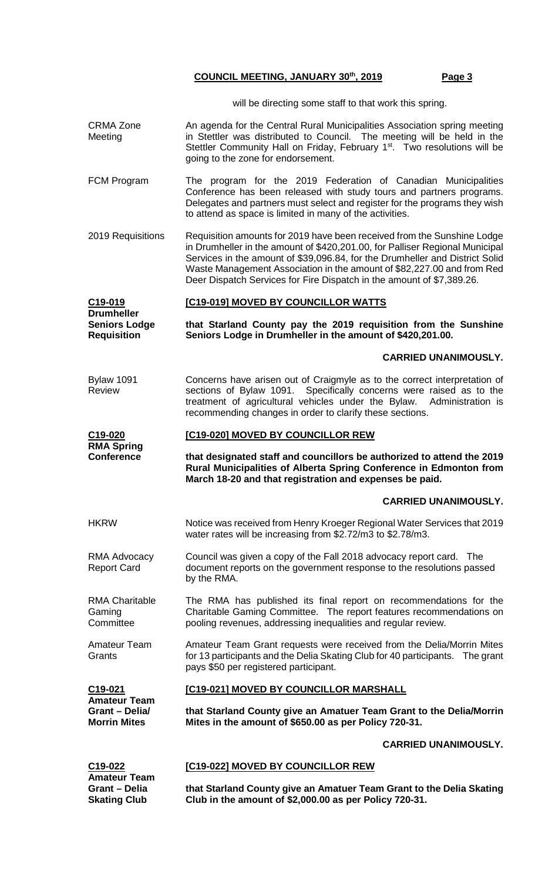will be directing some staff to that work this spring.

**CRMA Zone Meeting**

An agenda for the Central Rural Municipalities Association spring meeting in Stettler was distributed to Council. The meeting will be held in the Stettler Community Hall on Friday, February 1st. Two resolutions will be going to the zone for endorsement.

**FCM Program**

The program for the 2019 Federation of Canadian Municipalities Conference has been released with study tours and partners programs. Delegates and partners must select and register for the programs they wish to attend as space is limited in many of the activities.

**2019 Requisitions**

Requisition amounts for 2019 have been received from the Sunshine Lodge in Drumheller in the amount of $420,201.00, for Palliser Regional Municipal Services in the amount of $39,096.84, for the Drumheller and District Solid Waste Management Association in the amount of $82,227.00 and from Red Deer Dispatch Services for Fire Dispatch in the amount of $7,389.26.

**C19-019 Drumheller Seniors Lodge Requisition**

**[C19-019] MOVED BY COUNCILLOR WATTS**

**that Starland County pay the 2019 requisition from the Sunshine Seniors Lodge in Drumheller in the amount of $420,201.00.**

**CARRIED UNANIMOUSLY.**

**Bylaw 1091 Review**

Concerns have arisen out of Craigmyle as to the correct interpretation of sections of Bylaw 1091. Specifically concerns were raised as to the treatment of agricultural vehicles under the Bylaw. Administration is recommending changes in order to clarify these sections.

**C19-020 RMA Spring Conference**

**[C19-020] MOVED BY COUNCILLOR REW**

**that designated staff and councillors be authorized to attend the 2019 Rural Municipalities of Alberta Spring Conference in Edmonton from March 18-20 and that registration and expenses be paid.**

**CARRIED UNANIMOUSLY.**

**HKRW**

Notice was received from Henry Kroeger Regional Water Services that 2019 water rates will be increasing from $2.72/m3 to $2.78/m3.

**RMA Advocacy Report Card**

Council was given a copy of the Fall 2018 advocacy report card. The document reports on the government response to the resolutions passed by the RMA.

**RMA Charitable Gaming Committee**

The RMA has published its final report on recommendations for the Charitable Gaming Committee. The report features recommendations on pooling revenues, addressing inequalities and regular review.

**Amateur Team Grants**

Amateur Team Grant requests were received from the Delia/Morrin Mites for 13 participants and the Delia Skating Club for 40 participants. The grant pays $50 per registered participant.

**C19-021 Amateur Team Grant – Delia/ Morrin Mites**

**[C19-021] MOVED BY COUNCILLOR MARSHALL**

**that Starland County give an Amatuer Team Grant to the Delia/Morrin Mites in the amount of $650.00 as per Policy 720-31.**

**CARRIED UNANIMOUSLY.**

**C19-022 Amateur Team Grant – Delia Skating Club**

**[C19-022] MOVED BY COUNCILLOR REW**

**that Starland County give an Amatuer Team Grant to the Delia Skating Club in the amount of $2,000.00 as per Policy 720-31.**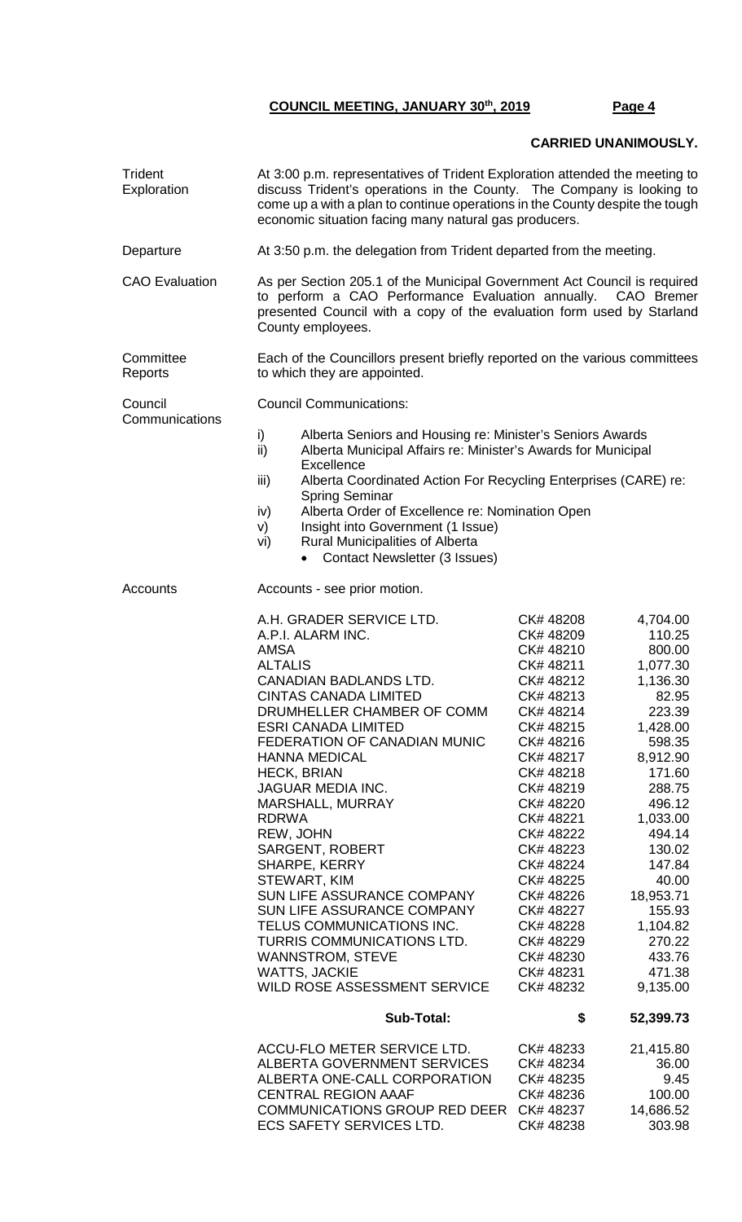**CARRIED UNANIMOUSLY.**

**Trident Exploration**

At 3:00 p.m. representatives of Trident Exploration attended the meeting to discuss Trident's operations in the County. The Company is looking to come up a with a plan to continue operations in the County despite the tough economic situation facing many natural gas producers.

**Departure**

At 3:50 p.m. the delegation from Trident departed from the meeting.

**CAO Evaluation**

As per Section 205.1 of the Municipal Government Act Council is required to perform a CAO Performance Evaluation annually. CAO Bremer presented Council with a copy of the evaluation form used by Starland County employees.

**Committee Reports**

Each of the Councillors present briefly reported on the various committees to which they are appointed.

**Council Communications**

Council Communications:

- i) Alberta Seniors and Housing re: Minister's Seniors Awards
- ii) Alberta Municipal Affairs re: Minister's Awards for Municipal Excellence
- iii) Alberta Coordinated Action For Recycling Enterprises (CARE) re: Spring Seminar
- iv) Alberta Order of Excellence re: Nomination Open
- v) Insight into Government (1 Issue)
- vi) Rural Municipalities of Alberta
  - Contact Newsletter (3 Issues)

**Accounts**

Accounts - see prior motion.

| | | |
|---|---|---|
| A.H. GRADER SERVICE LTD. | CK# 48208 | 4,704.00 |
| A.P.I. ALARM INC. | CK# 48209 | 110.25 |
| AMSA | CK# 48210 | 800.00 |
| ALTALIS | CK# 48211 | 1,077.30 |
| CANADIAN BADLANDS LTD. | CK# 48212 | 1,136.30 |
| CINTAS CANADA LIMITED | CK# 48213 | 82.95 |
| DRUMHELLER CHAMBER OF COMM | CK# 48214 | 223.39 |
| ESRI CANADA LIMITED | CK# 48215 | 1,428.00 |
| FEDERATION OF CANADIAN MUNIC | CK# 48216 | 598.35 |
| HANNA MEDICAL | CK# 48217 | 8,912.90 |
| HECK, BRIAN | CK# 48218 | 171.60 |
| JAGUAR MEDIA INC. | CK# 48219 | 288.75 |
| MARSHALL, MURRAY | CK# 48220 | 496.12 |
| RDRWA | CK# 48221 | 1,033.00 |
| REW, JOHN | CK# 48222 | 494.14 |
| SARGENT, ROBERT | CK# 48223 | 130.02 |
| SHARPE, KERRY | CK# 48224 | 147.84 |
| STEWART, KIM | CK# 48225 | 40.00 |
| SUN LIFE ASSURANCE COMPANY | CK# 48226 | 18,953.71 |
| SUN LIFE ASSURANCE COMPANY | CK# 48227 | 155.93 |
| TELUS COMMUNICATIONS INC. | CK# 48228 | 1,104.82 |
| TURRIS COMMUNICATIONS LTD. | CK# 48229 | 270.22 |
| WANNSTROM, STEVE | CK# 48230 | 433.76 |
| WATTS, JACKIE | CK# 48231 | 471.38 |
| WILD ROSE ASSESSMENT SERVICE | CK# 48232 | 9,135.00 |
| **Sub-Total:** | **$** | **52,399.73** |
| ACCU-FLO METER SERVICE LTD. | CK# 48233 | 21,415.80 |
| ALBERTA GOVERNMENT SERVICES | CK# 48234 | 36.00 |
| ALBERTA ONE-CALL CORPORATION | CK# 48235 | 9.45 |
| CENTRAL REGION AAAF | CK# 48236 | 100.00 |
| COMMUNICATIONS GROUP RED DEER | CK# 48237 | 14,686.52 |
| ECS SAFETY SERVICES LTD. | CK# 48238 | 303.98 |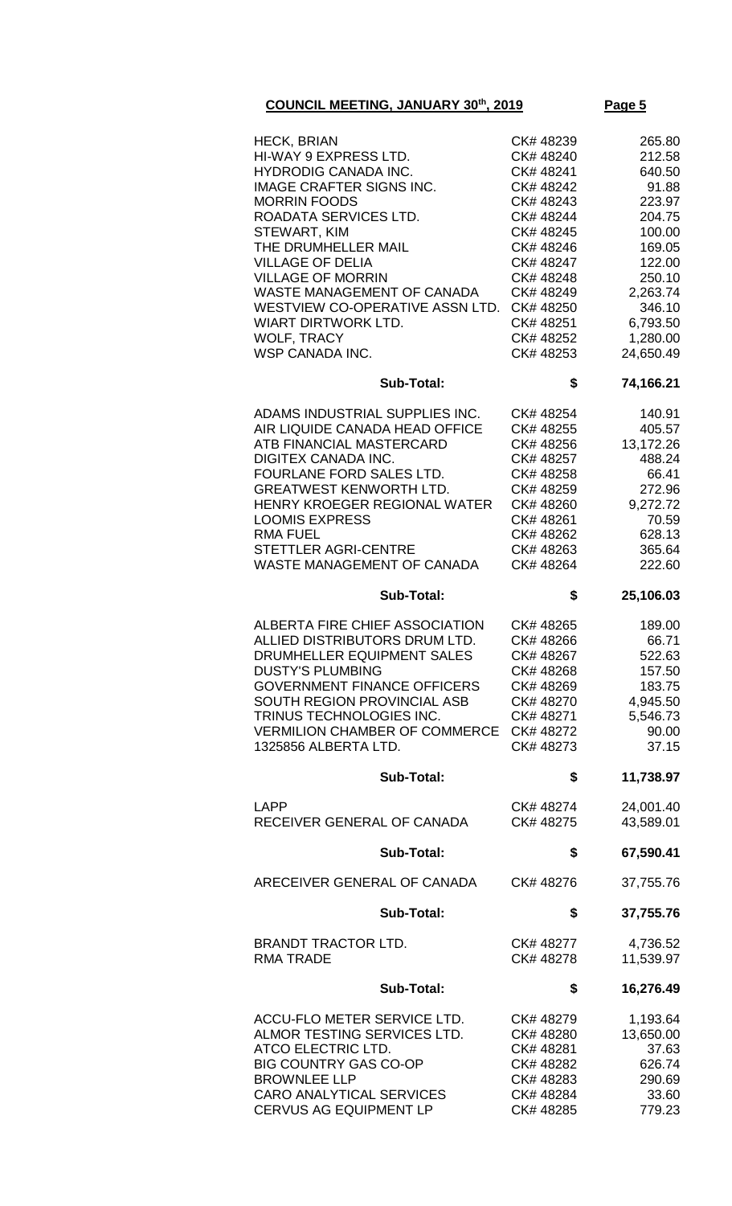**COUNCIL MEETING, JANUARY 30th, 2019**

| | | |
|---|---|---|
| HECK, BRIAN | CK# 48239 | 265.80 |
| HI-WAY 9 EXPRESS LTD. | CK# 48240 | 212.58 |
| HYDRODIG CANADA INC. | CK# 48241 | 640.50 |
| IMAGE CRAFTER SIGNS INC. | CK# 48242 | 91.88 |
| MORRIN FOODS | CK# 48243 | 223.97 |
| ROADATA SERVICES LTD. | CK# 48244 | 204.75 |
| STEWART, KIM | CK# 48245 | 100.00 |
| THE DRUMHELLER MAIL | CK# 48246 | 169.05 |
| VILLAGE OF DELIA | CK# 48247 | 122.00 |
| VILLAGE OF MORRIN | CK# 48248 | 250.10 |
| WASTE MANAGEMENT OF CANADA | CK# 48249 | 2,263.74 |
| WESTVIEW CO-OPERATIVE ASSN LTD. | CK# 48250 | 346.10 |
| WIART DIRTWORK LTD. | CK# 48251 | 6,793.50 |
| WOLF, TRACY | CK# 48252 | 1,280.00 |
| WSP CANADA INC. | CK# 48253 | 24,650.49 |
| **Sub-Total:** | **$** | **74,166.21** |
| ADAMS INDUSTRIAL SUPPLIES INC. | CK# 48254 | 140.91 |
| AIR LIQUIDE CANADA HEAD OFFICE | CK# 48255 | 405.57 |
| ATB FINANCIAL MASTERCARD | CK# 48256 | 13,172.26 |
| DIGITEX CANADA INC. | CK# 48257 | 488.24 |
| FOURLANE FORD SALES LTD. | CK# 48258 | 66.41 |
| GREATWEST KENWORTH LTD. | CK# 48259 | 272.96 |
| HENRY KROEGER REGIONAL WATER | CK# 48260 | 9,272.72 |
| LOOMIS EXPRESS | CK# 48261 | 70.59 |
| RMA FUEL | CK# 48262 | 628.13 |
| STETTLER AGRI-CENTRE | CK# 48263 | 365.64 |
| WASTE MANAGEMENT OF CANADA | CK# 48264 | 222.60 |
| **Sub-Total:** | **$** | **25,106.03** |
| ALBERTA FIRE CHIEF ASSOCIATION | CK# 48265 | 189.00 |
| ALLIED DISTRIBUTORS DRUM LTD. | CK# 48266 | 66.71 |
| DRUMHELLER EQUIPMENT SALES | CK# 48267 | 522.63 |
| DUSTY'S PLUMBING | CK# 48268 | 157.50 |
| GOVERNMENT FINANCE OFFICERS | CK# 48269 | 183.75 |
| SOUTH REGION PROVINCIAL ASB | CK# 48270 | 4,945.50 |
| TRINUS TECHNOLOGIES INC. | CK# 48271 | 5,546.73 |
| VERMILION CHAMBER OF COMMERCE | CK# 48272 | 90.00 |
| 1325856 ALBERTA LTD. | CK# 48273 | 37.15 |
| **Sub-Total:** | **$** | **11,738.97** |
| LAPP | CK# 48274 | 24,001.40 |
| RECEIVER GENERAL OF CANADA | CK# 48275 | 43,589.01 |
| **Sub-Total:** | **$** | **67,590.41** |
| ARECEIVER GENERAL OF CANADA | CK# 48276 | 37,755.76 |
| **Sub-Total:** | **$** | **37,755.76** |
| BRANDT TRACTOR LTD. | CK# 48277 | 4,736.52 |
| RMA TRADE | CK# 48278 | 11,539.97 |
| **Sub-Total:** | **$** | **16,276.49** |
| ACCU-FLO METER SERVICE LTD. | CK# 48279 | 1,193.64 |
| ALMOR TESTING SERVICES LTD. | CK# 48280 | 13,650.00 |
| ATCO ELECTRIC LTD. | CK# 48281 | 37.63 |
| BIG COUNTRY GAS CO-OP | CK# 48282 | 626.74 |
| BROWNLEE LLP | CK# 48283 | 290.69 |
| CARO ANALYTICAL SERVICES | CK# 48284 | 33.60 |
| CERVUS AG EQUIPMENT LP | CK# 48285 | 779.23 |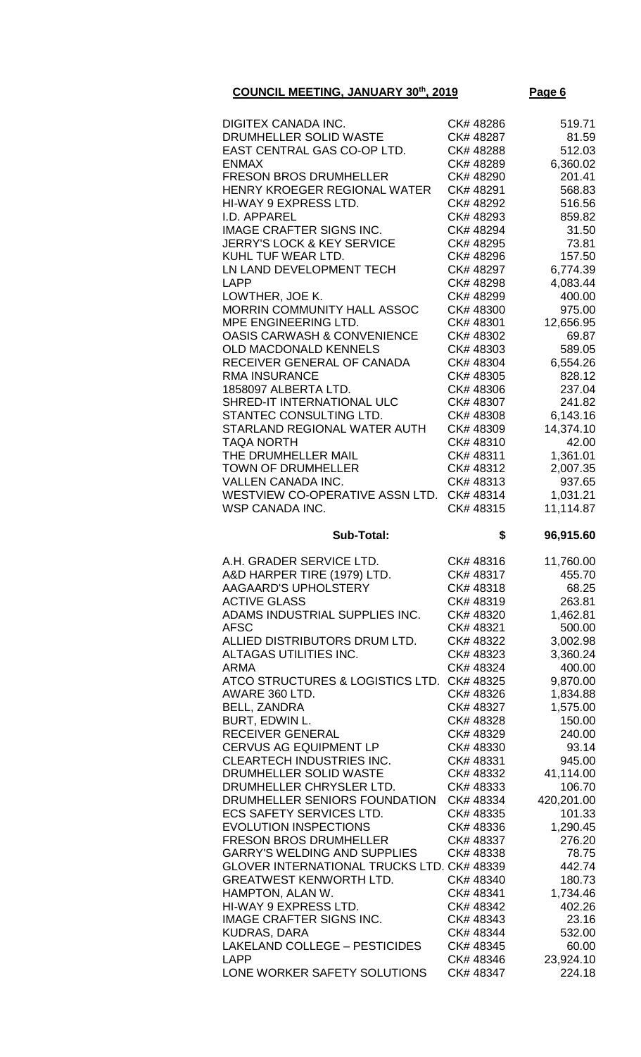| | | |
|---|---|---|
| DIGITEX CANADA INC. | CK# 48286 | 519.71 |
| DRUMHELLER SOLID WASTE | CK# 48287 | 81.59 |
| EAST CENTRAL GAS CO-OP LTD. | CK# 48288 | 512.03 |
| ENMAX | CK# 48289 | 6,360.02 |
| FRESON BROS DRUMHELLER | CK# 48290 | 201.41 |
| HENRY KROEGER REGIONAL WATER | CK# 48291 | 568.83 |
| HI-WAY 9 EXPRESS LTD. | CK# 48292 | 516.56 |
| I.D. APPAREL | CK# 48293 | 859.82 |
| IMAGE CRAFTER SIGNS INC. | CK# 48294 | 31.50 |
| JERRY'S LOCK & KEY SERVICE | CK# 48295 | 73.81 |
| KUHL TUF WEAR LTD. | CK# 48296 | 157.50 |
| LN LAND DEVELOPMENT TECH | CK# 48297 | 6,774.39 |
| LAPP | CK# 48298 | 4,083.44 |
| LOWTHER, JOE K. | CK# 48299 | 400.00 |
| MORRIN COMMUNITY HALL ASSOC | CK# 48300 | 975.00 |
| MPE ENGINEERING LTD. | CK# 48301 | 12,656.95 |
| OASIS CARWASH & CONVENIENCE | CK# 48302 | 69.87 |
| OLD MACDONALD KENNELS | CK# 48303 | 589.05 |
| RECEIVER GENERAL OF CANADA | CK# 48304 | 6,554.26 |
| RMA INSURANCE | CK# 48305 | 828.12 |
| 1858097 ALBERTA LTD. | CK# 48306 | 237.04 |
| SHRED-IT INTERNATIONAL ULC | CK# 48307 | 241.82 |
| STANTEC CONSULTING LTD. | CK# 48308 | 6,143.16 |
| STARLAND REGIONAL WATER AUTH | CK# 48309 | 14,374.10 |
| TAQA NORTH | CK# 48310 | 42.00 |
| THE DRUMHELLER MAIL | CK# 48311 | 1,361.01 |
| TOWN OF DRUMHELLER | CK# 48312 | 2,007.35 |
| VALLEN CANADA INC. | CK# 48313 | 937.65 |
| WESTVIEW CO-OPERATIVE ASSN LTD. | CK# 48314 | 1,031.21 |
| WSP CANADA INC. | CK# 48315 | 11,114.87 |
| **Sub-Total:** | **$** | **96,915.60** |
| A.H. GRADER SERVICE LTD. | CK# 48316 | 11,760.00 |
| A&D HARPER TIRE (1979) LTD. | CK# 48317 | 455.70 |
| AAGAARD'S UPHOLSTERY | CK# 48318 | 68.25 |
| ACTIVE GLASS | CK# 48319 | 263.81 |
| ADAMS INDUSTRIAL SUPPLIES INC. | CK# 48320 | 1,462.81 |
| AFSC | CK# 48321 | 500.00 |
| ALLIED DISTRIBUTORS DRUM LTD. | CK# 48322 | 3,002.98 |
| ALTAGAS UTILITIES INC. | CK# 48323 | 3,360.24 |
| ARMA | CK# 48324 | 400.00 |
| ATCO STRUCTURES & LOGISTICS LTD. | CK# 48325 | 9,870.00 |
| AWARE 360 LTD. | CK# 48326 | 1,834.88 |
| BELL, ZANDRA | CK# 48327 | 1,575.00 |
| BURT, EDWIN L. | CK# 48328 | 150.00 |
| RECEIVER GENERAL | CK# 48329 | 240.00 |
| CERVUS AG EQUIPMENT LP | CK# 48330 | 93.14 |
| CLEARTECH INDUSTRIES INC. | CK# 48331 | 945.00 |
| DRUMHELLER SOLID WASTE | CK# 48332 | 41,114.00 |
| DRUMHELLER CHRYSLER LTD. | CK# 48333 | 106.70 |
| DRUMHELLER SENIORS FOUNDATION | CK# 48334 | 420,201.00 |
| ECS SAFETY SERVICES LTD. | CK# 48335 | 101.33 |
| EVOLUTION INSPECTIONS | CK# 48336 | 1,290.45 |
| FRESON BROS DRUMHELLER | CK# 48337 | 276.20 |
| GARRY'S WELDING AND SUPPLIES | CK# 48338 | 78.75 |
| GLOVER INTERNATIONAL TRUCKS LTD. | CK# 48339 | 442.74 |
| GREATWEST KENWORTH LTD. | CK# 48340 | 180.73 |
| HAMPTON, ALAN W. | CK# 48341 | 1,734.46 |
| HI-WAY 9 EXPRESS LTD. | CK# 48342 | 402.26 |
| IMAGE CRAFTER SIGNS INC. | CK# 48343 | 23.16 |
| KUDRAS, DARA | CK# 48344 | 532.00 |
| LAKELAND COLLEGE – PESTICIDES | CK# 48345 | 60.00 |
| LAPP | CK# 48346 | 23,924.10 |
| LONE WORKER SAFETY SOLUTIONS | CK# 48347 | 224.18 |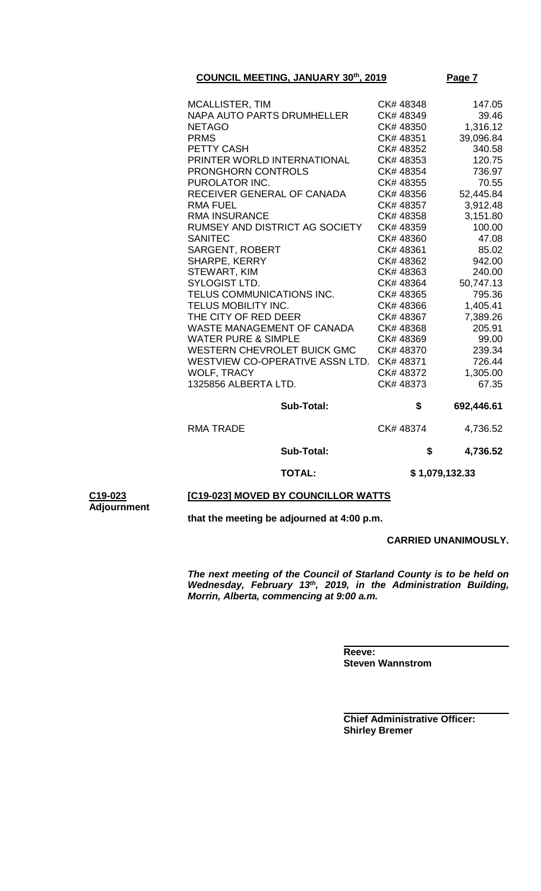**COUNCIL MEETING, JANUARY 30th, 2019**

| | | |
|---|---|---|
| MCALLISTER, TIM | CK# 48348 | 147.05 |
| NAPA AUTO PARTS DRUMHELLER | CK# 48349 | 39.46 |
| NETAGO | CK# 48350 | 1,316.12 |
| PRMS | CK# 48351 | 39,096.84 |
| PETTY CASH | CK# 48352 | 340.58 |
| PRINTER WORLD INTERNATIONAL | CK# 48353 | 120.75 |
| PRONGHORN CONTROLS | CK# 48354 | 736.97 |
| PUROLATOR INC. | CK# 48355 | 70.55 |
| RECEIVER GENERAL OF CANADA | CK# 48356 | 52,445.84 |
| RMA FUEL | CK# 48357 | 3,912.48 |
| RMA INSURANCE | CK# 48358 | 3,151.80 |
| RUMSEY AND DISTRICT AG SOCIETY | CK# 48359 | 100.00 |
| SANITEC | CK# 48360 | 47.08 |
| SARGENT, ROBERT | CK# 48361 | 85.02 |
| SHARPE, KERRY | CK# 48362 | 942.00 |
| STEWART, KIM | CK# 48363 | 240.00 |
| SYLOGIST LTD. | CK# 48364 | 50,747.13 |
| TELUS COMMUNICATIONS INC. | CK# 48365 | 795.36 |
| TELUS MOBILITY INC. | CK# 48366 | 1,405.41 |
| THE CITY OF RED DEER | CK# 48367 | 7,389.26 |
| WASTE MANAGEMENT OF CANADA | CK# 48368 | 205.91 |
| WATER PURE & SIMPLE | CK# 48369 | 99.00 |
| WESTERN CHEVROLET BUICK GMC | CK# 48370 | 239.34 |
| WESTVIEW CO-OPERATIVE ASSN LTD. | CK# 48371 | 726.44 |
| WOLF, TRACY | CK# 48372 | 1,305.00 |
| 1325856 ALBERTA LTD. | CK# 48373 | 67.35 |
| **Sub-Total:** | **$** | **692,446.61** |
| RMA TRADE | CK# 48374 | 4,736.52 |
| **Sub-Total:** | **$** | **4,736.52** |
| **TOTAL:** | | **$ 1,079,132.33** |

**C19-023**
**Adjournment**

**[C19-023] MOVED BY COUNCILLOR WATTS**

**that the meeting be adjourned at 4:00 p.m.**

**CARRIED UNANIMOUSLY.**

***The next meeting of the Council of Starland County is to be held on Wednesday, February 13th, 2019, in the Administration Building, Morrin, Alberta, commencing at 9:00 a.m.***

**Reeve:**
**Steven Wannstrom**

**Chief Administrative Officer:**
**Shirley Bremer**